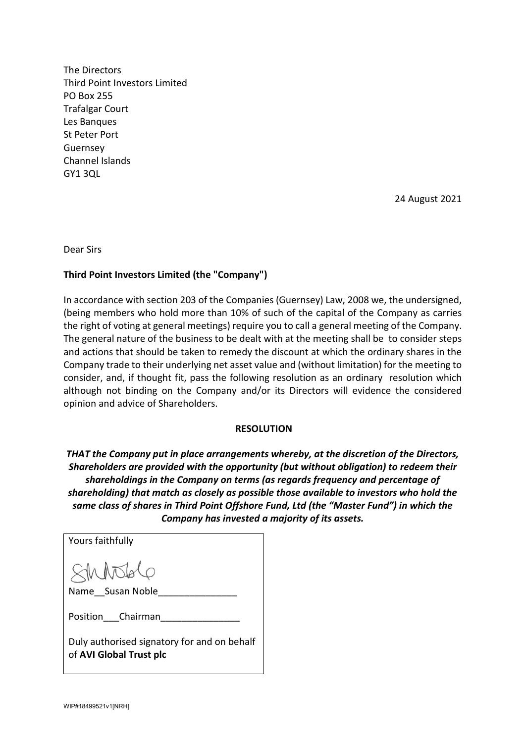The Directors
Third Point Investors Limited
PO Box 255
Trafalgar Court
Les Banques
St Peter Port
Guernsey
Channel Islands
GY1 3QL

24 August 2021

Dear Sirs

**Third Point Investors Limited (the "Company")**

In accordance with section 203 of the Companies (Guernsey) Law, 2008 we, the undersigned, (being members who hold more than 10% of such of the capital of the Company as carries the right of voting at general meetings) require you to call a general meeting of the Company. The general nature of the business to be dealt with at the meeting shall be to consider steps and actions that should be taken to remedy the discount at which the ordinary shares in the Company trade to their underlying net asset value and (without limitation) for the meeting to consider, and, if thought fit, pass the following resolution as an ordinary resolution which although not binding on the Company and/or its Directors will evidence the considered opinion and advice of Shareholders.

**RESOLUTION**

***THAT the Company put in place arrangements whereby, at the discretion of the Directors, Shareholders are provided with the opportunity (but without obligation) to redeem their shareholdings in the Company on terms (as regards frequency and percentage of shareholding) that match as closely as possible those available to investors who hold the same class of shares in Third Point Offshore Fund, Ltd (the "Master Fund") in which the Company has invested a majority of its assets.***

Yours faithfully

Name__Susan Noble_______________

Position___Chairman_______________

Duly authorised signatory for and on behalf of **AVI Global Trust plc**

WIP#18499521v1[NRH]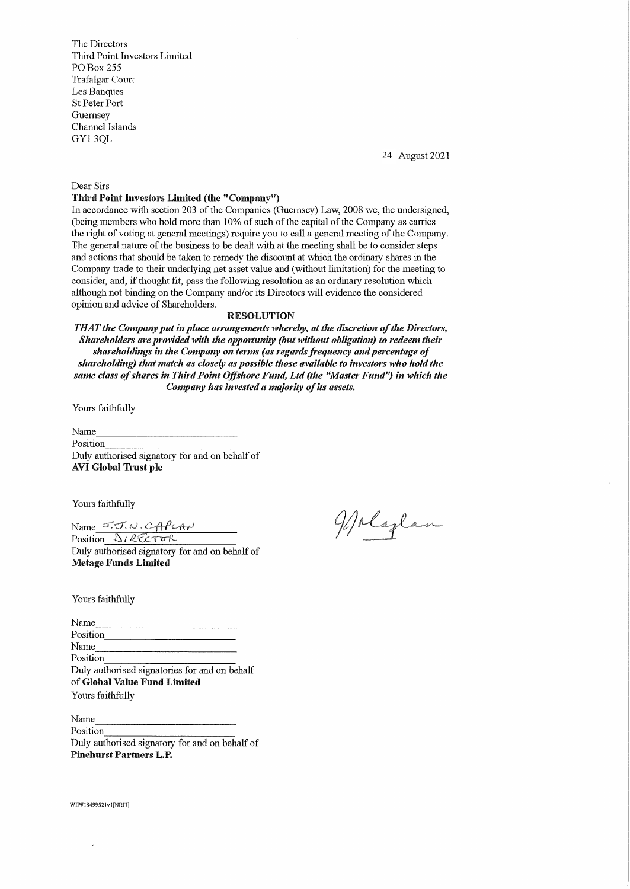The Directors
Third Point Investors Limited
PO Box 255
Trafalgar Court
Les Banques
St Peter Port
Guernsey
Channel Islands
GY1 3QL

24 August 2021

Dear Sirs

**Third Point Investors Limited (the "Company")**

In accordance with section 203 of the Companies (Guernsey) Law, 2008 we, the undersigned, (being members who hold more than 10% of such of the capital of the Company as carries the right of voting at general meetings) require you to call a general meeting of the Company. The general nature of the business to be dealt with at the meeting shall be to consider steps and actions that should be taken to remedy the discount at which the ordinary shares in the Company trade to their underlying net asset value and (without limitation) for the meeting to consider, and, if thought fit, pass the following resolution as an ordinary resolution which although not binding on the Company and/or its Directors will evidence the considered opinion and advice of Shareholders.

**RESOLUTION**

***THAT the Company put in place arrangements whereby, at the discretion of the Directors, Shareholders are provided with the opportunity (but without obligation) to redeem their shareholdings in the Company on terms (as regards frequency and percentage of shareholding) that match as closely as possible those available to investors who hold the same class of shares in Third Point Offshore Fund, Ltd (the "Master Fund") in which the Company has invested a majority of its assets.***

Yours faithfully

Name\_\_\_\_\_\_\_\_\_\_\_\_\_\_\_\_\_\_\_\_\_\_\_\_\_\_\_
Position\_\_\_\_\_\_\_\_\_\_\_\_\_\_\_\_\_\_\_\_\_\_\_\_\_
Duly authorised signatory for and on behalf of
**AVI Global Trust plc**

Yours faithfully

Name J.J.N. CAPLAN
Position DIRECTOR
Duly authorised signatory for and on behalf of
**Metage Funds Limited**

Yours faithfully

Name\_\_\_\_\_\_\_\_\_\_\_\_\_\_\_\_\_\_\_\_\_\_\_\_\_\_\_
Position\_\_\_\_\_\_\_\_\_\_\_\_\_\_\_\_\_\_\_\_\_\_\_\_\_
Name\_\_\_\_\_\_\_\_\_\_\_\_\_\_\_\_\_\_\_\_\_\_\_\_\_\_\_
Position\_\_\_\_\_\_\_\_\_\_\_\_\_\_\_\_\_\_\_\_\_\_\_\_\_
Duly authorised signatories for and on behalf of **Global Value Fund Limited**

Yours faithfully

Name\_\_\_\_\_\_\_\_\_\_\_\_\_\_\_\_\_\_\_\_\_\_\_\_\_\_\_
Position\_\_\_\_\_\_\_\_\_\_\_\_\_\_\_\_\_\_\_\_\_\_\_\_\_
Duly authorised signatory for and on behalf of
**Pinehurst Partners L.P.**

WIP#18499521v1[NRH]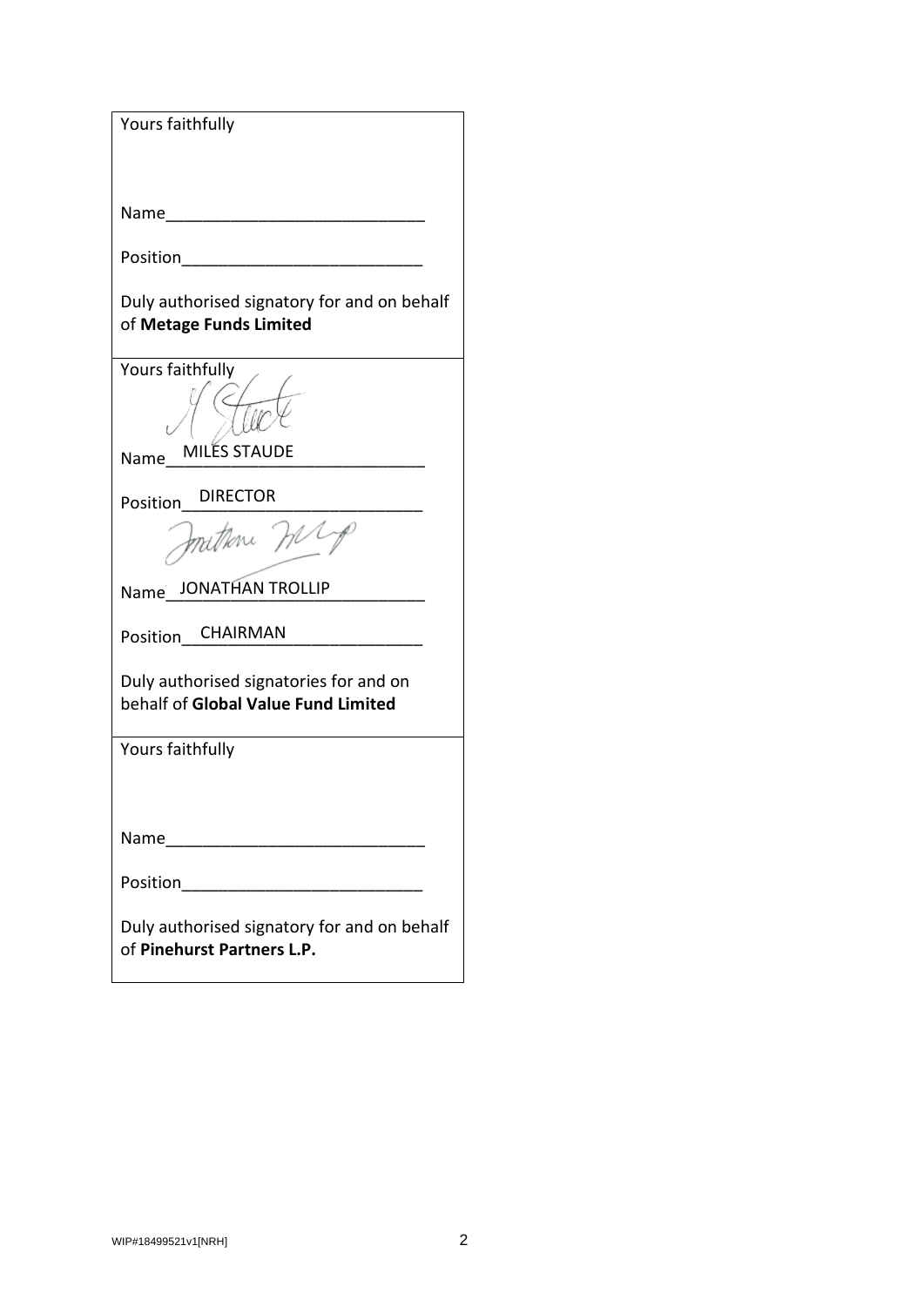Yours faithfully

Name____________________________

Position__________________________

Duly authorised signatory for and on behalf of **Metage Funds Limited**

Yours faithfully

Name MILES STAUDE

Position DIRECTOR

Name JONATHAN TROLLIP

Position CHAIRMAN

Duly authorised signatories for and on behalf of **Global Value Fund Limited**

Yours faithfully

Name____________________________

Position__________________________

Duly authorised signatory for and on behalf of **Pinehurst Partners L.P.**

WIP#18499521v1[NRH]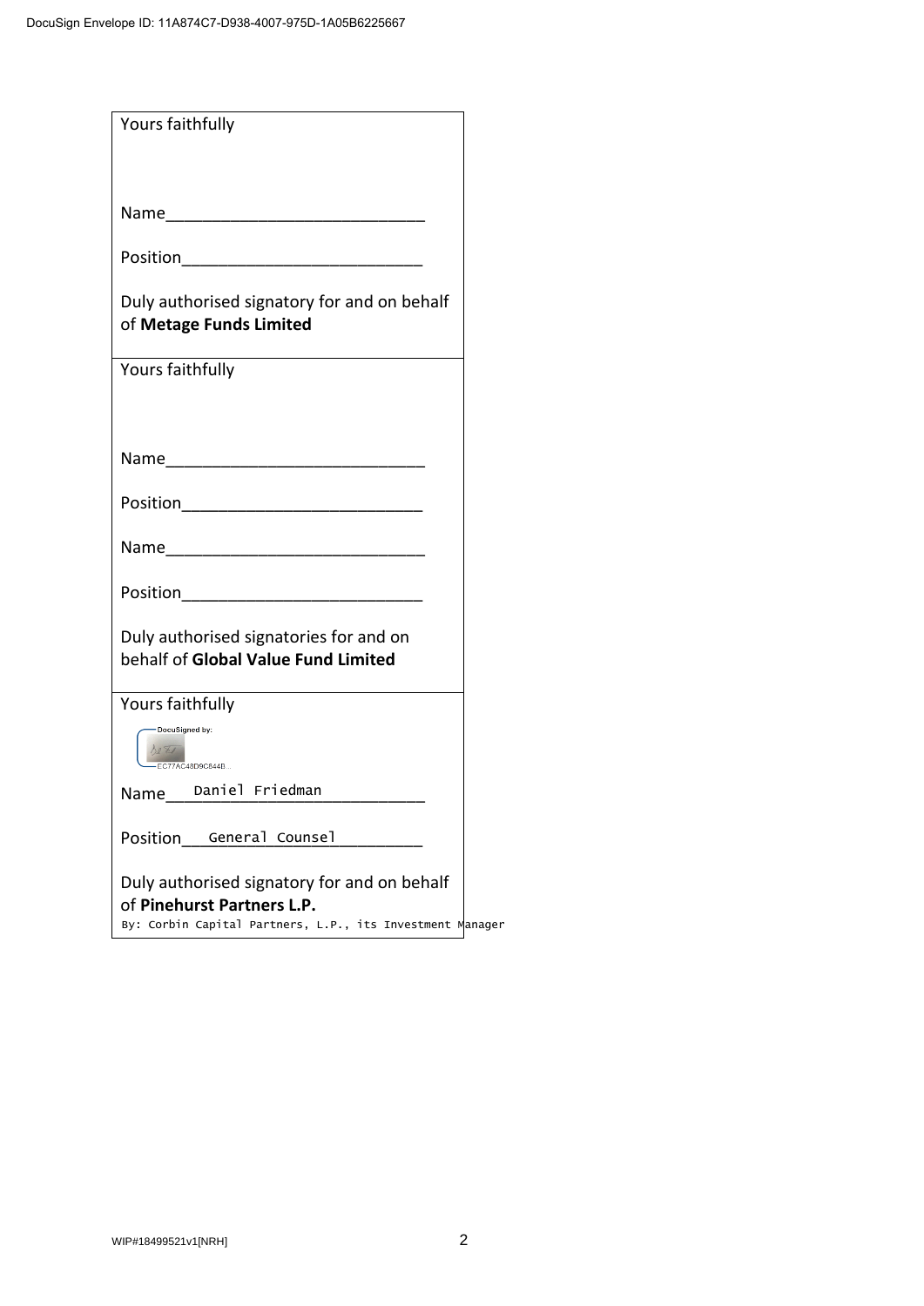Yours faithfully

Name_____________________________

Position__________________________

Duly authorised signatory for and on behalf of **Metage Funds Limited**

Yours faithfully

Name_____________________________

Position__________________________

Name_____________________________

Position__________________________

Duly authorised signatories for and on behalf of **Global Value Fund Limited**

Yours faithfully

DocuSigned by:

EC77AC48D9C844B...

Name Daniel Friedman

Position General Counsel

Duly authorised signatory for and on behalf of **Pinehurst Partners L.P.**

By: Corbin Capital Partners, L.P., its Investment Manager

WIP#18499521v1[NRH]